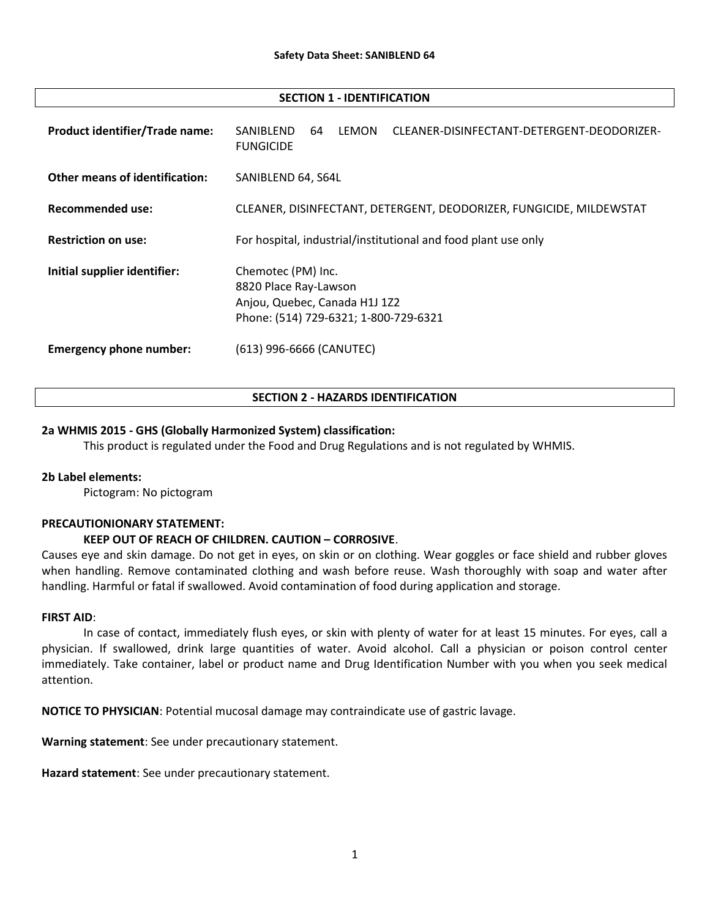**Safety Data Sheet: SANIBLEND 64**

## SECTION 1 - IDENTIFICATION

| | |
|---|---|
| **Product identifier/Trade name:** | SANIBLEND 64 LEMON CLEANER-DISINFECTANT-DETERGENT-DEODORIZER-FUNGICIDE |
| **Other means of identification:** | SANIBLEND 64, S64L |
| **Recommended use:** | CLEANER, DISINFECTANT, DETERGENT, DEODORIZER, FUNGICIDE, MILDEWSTAT |
| **Restriction on use:** | For hospital, industrial/institutional and food plant use only |
| **Initial supplier identifier:** | Chemotec (PM) Inc.<br>8820 Place Ray-Lawson<br>Anjou, Quebec, Canada H1J 1Z2<br>Phone: (514) 729-6321; 1-800-729-6321 |
| **Emergency phone number:** | (613) 996-6666 (CANUTEC) |

## SECTION 2 - HAZARDS IDENTIFICATION

**2a WHMIS 2015 - GHS (Globally Harmonized System) classification:**

This product is regulated under the Food and Drug Regulations and is not regulated by WHMIS.

**2b Label elements:**

Pictogram: No pictogram

**PRECAUTIONIONARY STATEMENT:**

**KEEP OUT OF REACH OF CHILDREN. CAUTION – CORROSIVE**.

Causes eye and skin damage. Do not get in eyes, on skin or on clothing. Wear goggles or face shield and rubber gloves when handling. Remove contaminated clothing and wash before reuse. Wash thoroughly with soap and water after handling. Harmful or fatal if swallowed. Avoid contamination of food during application and storage.

**FIRST AID**:

In case of contact, immediately flush eyes, or skin with plenty of water for at least 15 minutes. For eyes, call a physician. If swallowed, drink large quantities of water. Avoid alcohol. Call a physician or poison control center immediately. Take container, label or product name and Drug Identification Number with you when you seek medical attention.

**NOTICE TO PHYSICIAN**: Potential mucosal damage may contraindicate use of gastric lavage.

**Warning statement**: See under precautionary statement.

**Hazard statement**: See under precautionary statement.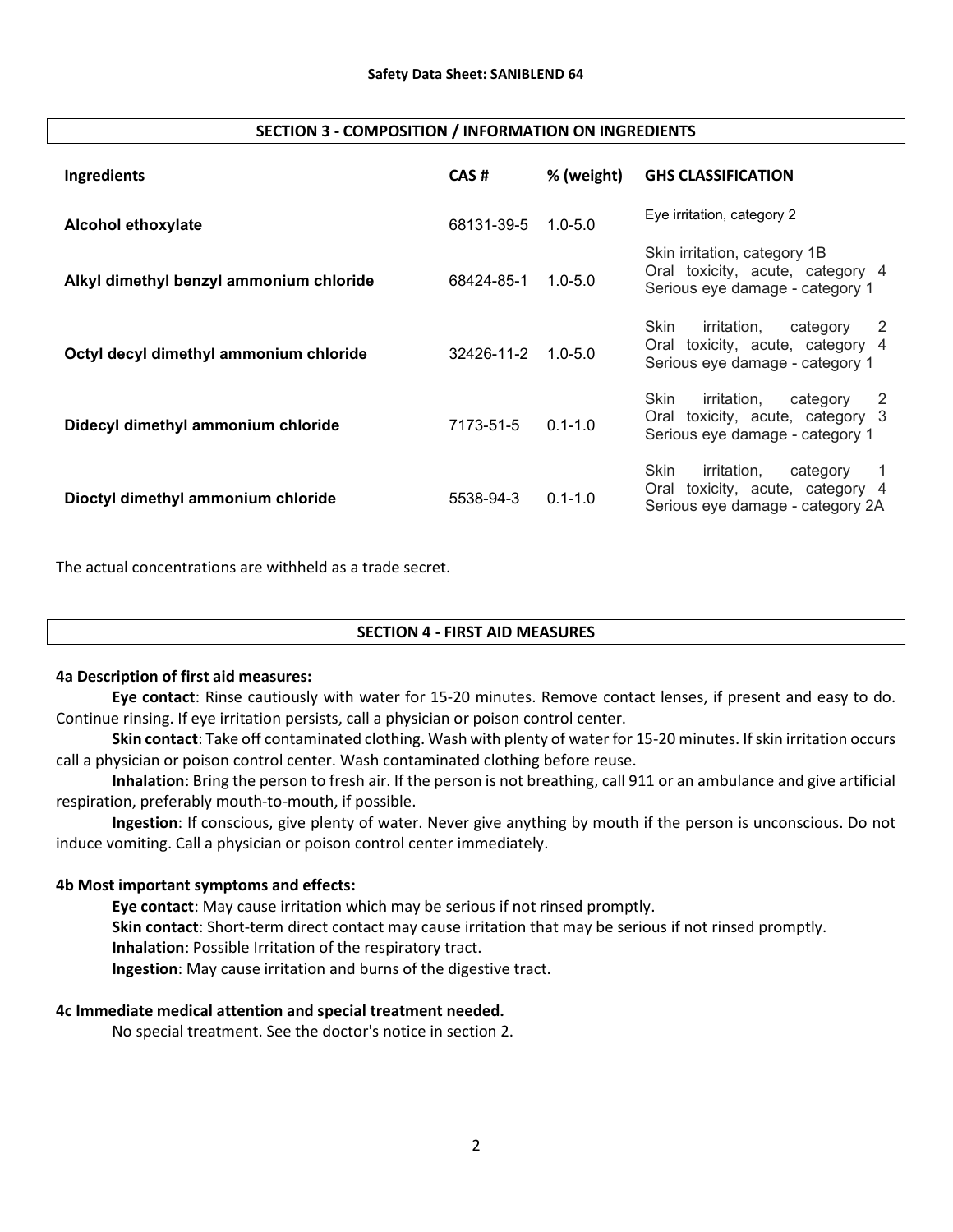## SECTION 3 - COMPOSITION / INFORMATION ON INGREDIENTS

| Ingredients | CAS # | % (weight) | GHS CLASSIFICATION |
|---|---|---|---|
| **Alcohol ethoxylate** | 68131-39-5 | 1.0-5.0 | Eye irritation, category 2 |
| **Alkyl dimethyl benzyl ammonium chloride** | 68424-85-1 | 1.0-5.0 | Skin irritation, category 1B<br>Oral toxicity, acute, category 4<br>Serious eye damage - category 1 |
| **Octyl decyl dimethyl ammonium chloride** | 32426-11-2 | 1.0-5.0 | Skin irritation, category 2<br>Oral toxicity, acute, category 4<br>Serious eye damage - category 1 |
| **Didecyl dimethyl ammonium chloride** | 7173-51-5 | 0.1-1.0 | Skin irritation, category 2<br>Oral toxicity, acute, category 3<br>Serious eye damage - category 1 |
| **Dioctyl dimethyl ammonium chloride** | 5538-94-3 | 0.1-1.0 | Skin irritation, category 1<br>Oral toxicity, acute, category 4<br>Serious eye damage - category 2A |

The actual concentrations are withheld as a trade secret.

## SECTION 4 - FIRST AID MEASURES

### 4a Description of first aid measures:

**Eye contact**: Rinse cautiously with water for 15-20 minutes. Remove contact lenses, if present and easy to do. Continue rinsing. If eye irritation persists, call a physician or poison control center.

**Skin contact**: Take off contaminated clothing. Wash with plenty of water for 15-20 minutes. If skin irritation occurs call a physician or poison control center. Wash contaminated clothing before reuse.

**Inhalation**: Bring the person to fresh air. If the person is not breathing, call 911 or an ambulance and give artificial respiration, preferably mouth-to-mouth, if possible.

**Ingestion**: If conscious, give plenty of water. Never give anything by mouth if the person is unconscious. Do not induce vomiting. Call a physician or poison control center immediately.

### 4b Most important symptoms and effects:

**Eye contact**: May cause irritation which may be serious if not rinsed promptly.

**Skin contact**: Short-term direct contact may cause irritation that may be serious if not rinsed promptly.

**Inhalation**: Possible Irritation of the respiratory tract.

**Ingestion**: May cause irritation and burns of the digestive tract.

### 4c Immediate medical attention and special treatment needed.

No special treatment. See the doctor's notice in section 2.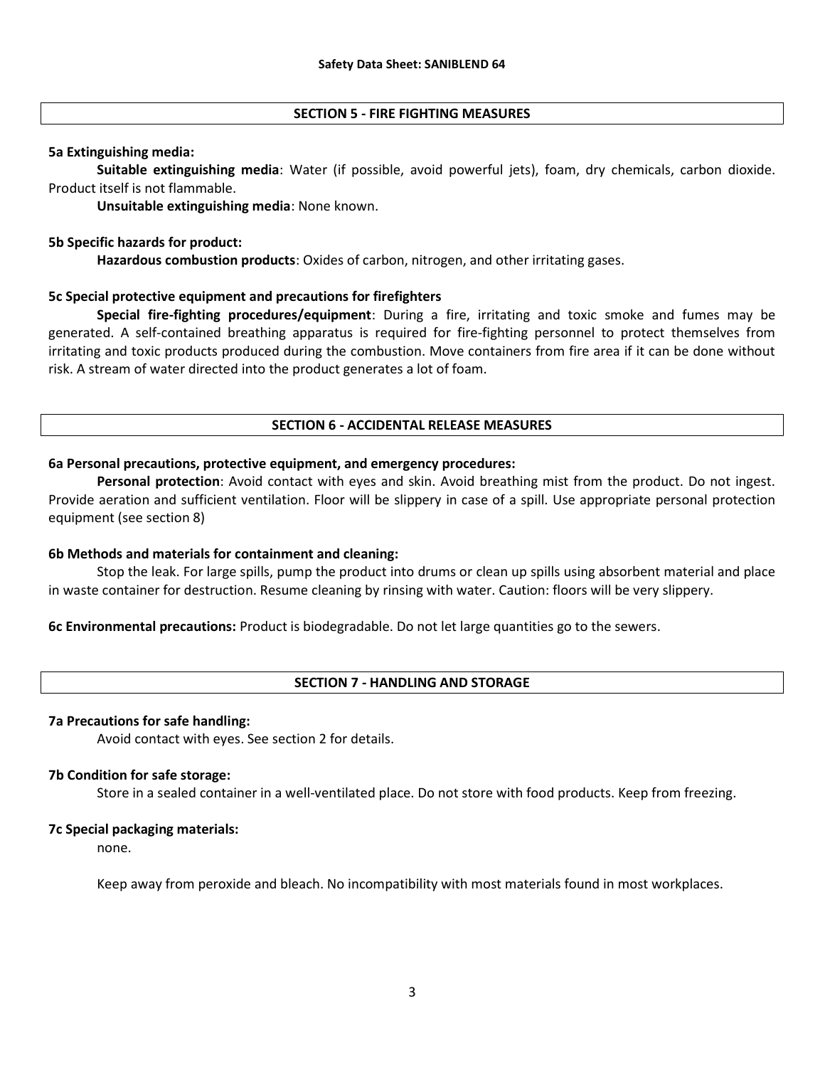## SECTION 5 - FIRE FIGHTING MEASURES

### 5a Extinguishing media:

**Suitable extinguishing media**: Water (if possible, avoid powerful jets), foam, dry chemicals, carbon dioxide. Product itself is not flammable.

**Unsuitable extinguishing media**: None known.

### 5b Specific hazards for product:

**Hazardous combustion products**: Oxides of carbon, nitrogen, and other irritating gases.

### 5c Special protective equipment and precautions for firefighters

**Special fire-fighting procedures/equipment**: During a fire, irritating and toxic smoke and fumes may be generated. A self-contained breathing apparatus is required for fire-fighting personnel to protect themselves from irritating and toxic products produced during the combustion. Move containers from fire area if it can be done without risk. A stream of water directed into the product generates a lot of foam.

## SECTION 6 - ACCIDENTAL RELEASE MEASURES

### 6a Personal precautions, protective equipment, and emergency procedures:

**Personal protection**: Avoid contact with eyes and skin. Avoid breathing mist from the product. Do not ingest. Provide aeration and sufficient ventilation. Floor will be slippery in case of a spill. Use appropriate personal protection equipment (see section 8)

### 6b Methods and materials for containment and cleaning:

Stop the leak. For large spills, pump the product into drums or clean up spills using absorbent material and place in waste container for destruction. Resume cleaning by rinsing with water. Caution: floors will be very slippery.

**6c Environmental precautions:** Product is biodegradable. Do not let large quantities go to the sewers.

## SECTION 7 - HANDLING AND STORAGE

### 7a Precautions for safe handling:

Avoid contact with eyes. See section 2 for details.

### 7b Condition for safe storage:

Store in a sealed container in a well-ventilated place. Do not store with food products. Keep from freezing.

### 7c Special packaging materials:

none.

Keep away from peroxide and bleach. No incompatibility with most materials found in most workplaces.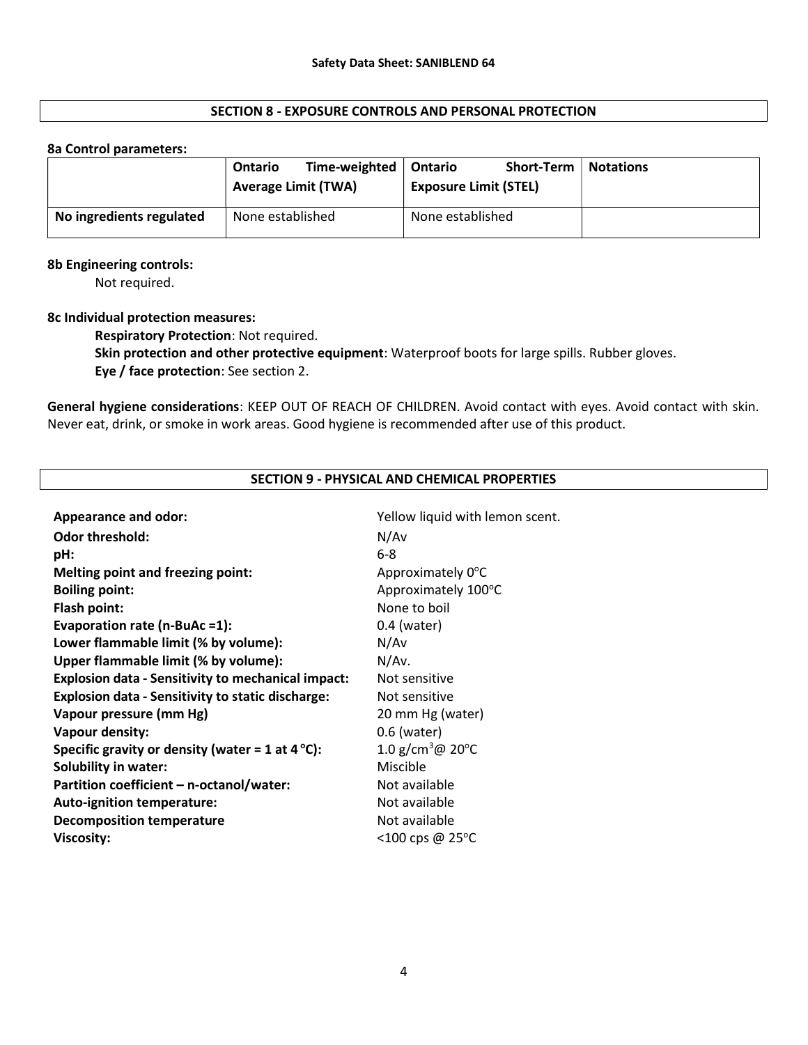## SECTION 8 - EXPOSURE CONTROLS AND PERSONAL PROTECTION

**8a Control parameters:**

| | **Ontario Time-weighted Average Limit (TWA)** | **Ontario Short-Term Exposure Limit (STEL)** | **Notations** |
|---|---|---|---|
| **No ingredients regulated** | None established | None established | |

**8b Engineering controls:**

Not required.

**8c Individual protection measures:**

**Respiratory Protection**: Not required.

**Skin protection and other protective equipment**: Waterproof boots for large spills. Rubber gloves.

**Eye / face protection**: See section 2.

**General hygiene considerations**: KEEP OUT OF REACH OF CHILDREN. Avoid contact with eyes. Avoid contact with skin. Never eat, drink, or smoke in work areas. Good hygiene is recommended after use of this product.

## SECTION 9 - PHYSICAL AND CHEMICAL PROPERTIES

| | |
|---|---|
| **Appearance and odor:** | Yellow liquid with lemon scent. |
| **Odor threshold:** | N/Av |
| **pH:** | 6-8 |
| **Melting point and freezing point:** | Approximately 0°C |
| **Boiling point:** | Approximately 100°C |
| **Flash point:** | None to boil |
| **Evaporation rate (n-BuAc =1):** | 0.4 (water) |
| **Lower flammable limit (% by volume):** | N/Av |
| **Upper flammable limit (% by volume):** | N/Av. |
| **Explosion data - Sensitivity to mechanical impact:** | Not sensitive |
| **Explosion data - Sensitivity to static discharge:** | Not sensitive |
| **Vapour pressure (mm Hg)** | 20 mm Hg (water) |
| **Vapour density:** | 0.6 (water) |
| **Specific gravity or density (water = 1 at 4 °C):** | 1.0 g/cm$^3$@ 20°C |
| **Solubility in water:** | Miscible |
| **Partition coefficient – n-octanol/water:** | Not available |
| **Auto-ignition temperature:** | Not available |
| **Decomposition temperature** | Not available |
| **Viscosity:** | <100 cps @ 25°C |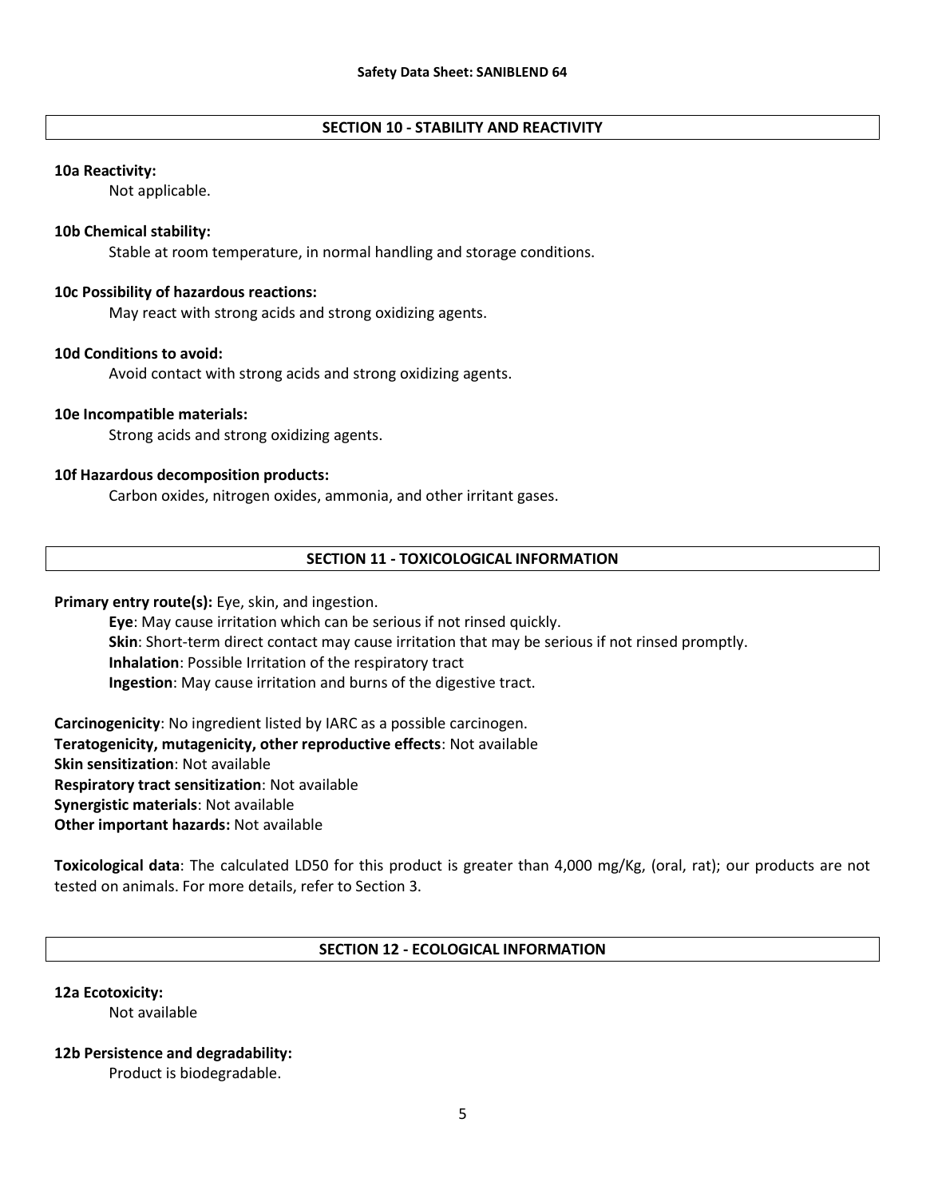## SECTION 10 - STABILITY AND REACTIVITY

**10a Reactivity:**

Not applicable.

**10b Chemical stability:**

Stable at room temperature, in normal handling and storage conditions.

**10c Possibility of hazardous reactions:**

May react with strong acids and strong oxidizing agents.

**10d Conditions to avoid:**

Avoid contact with strong acids and strong oxidizing agents.

**10e Incompatible materials:**

Strong acids and strong oxidizing agents.

**10f Hazardous decomposition products:**

Carbon oxides, nitrogen oxides, ammonia, and other irritant gases.

## SECTION 11 - TOXICOLOGICAL INFORMATION

**Primary entry route(s):** Eye, skin, and ingestion.

**Eye**: May cause irritation which can be serious if not rinsed quickly.
**Skin**: Short-term direct contact may cause irritation that may be serious if not rinsed promptly.
**Inhalation**: Possible Irritation of the respiratory tract
**Ingestion**: May cause irritation and burns of the digestive tract.

**Carcinogenicity**: No ingredient listed by IARC as a possible carcinogen.
**Teratogenicity, mutagenicity, other reproductive effects**: Not available
**Skin sensitization**: Not available
**Respiratory tract sensitization**: Not available
**Synergistic materials**: Not available
**Other important hazards:** Not available

**Toxicological data**: The calculated LD50 for this product is greater than 4,000 mg/Kg, (oral, rat); our products are not tested on animals. For more details, refer to Section 3.

## SECTION 12 - ECOLOGICAL INFORMATION

**12a Ecotoxicity:**

Not available

**12b Persistence and degradability:**

Product is biodegradable.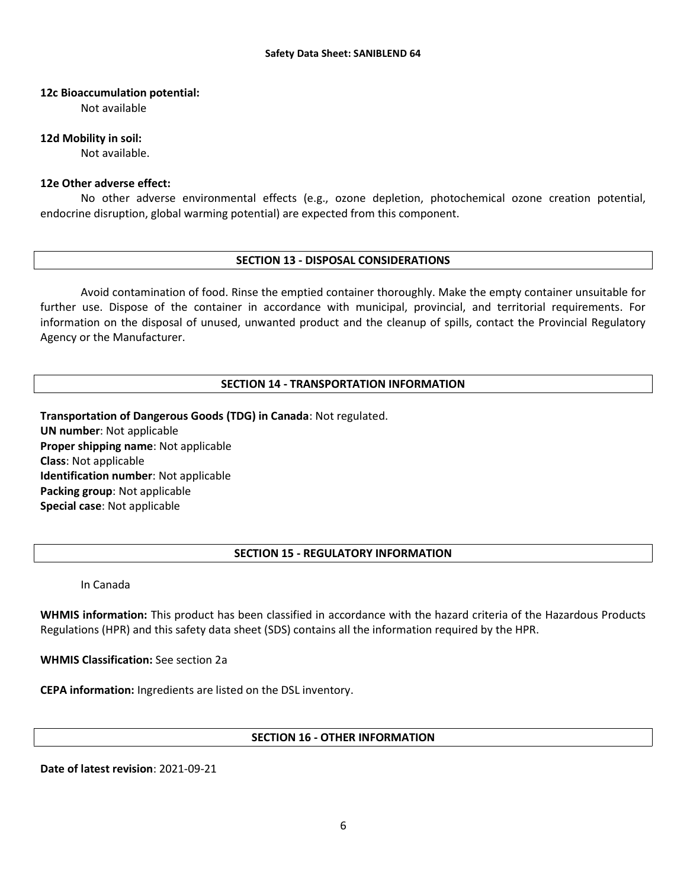**12c Bioaccumulation potential:**

Not available

**12d Mobility in soil:**

Not available.

**12e Other adverse effect:**

No other adverse environmental effects (e.g., ozone depletion, photochemical ozone creation potential, endocrine disruption, global warming potential) are expected from this component.

## SECTION 13 - DISPOSAL CONSIDERATIONS

Avoid contamination of food. Rinse the emptied container thoroughly. Make the empty container unsuitable for further use. Dispose of the container in accordance with municipal, provincial, and territorial requirements. For information on the disposal of unused, unwanted product and the cleanup of spills, contact the Provincial Regulatory Agency or the Manufacturer.

## SECTION 14 - TRANSPORTATION INFORMATION

**Transportation of Dangerous Goods (TDG) in Canada**: Not regulated.
**UN number**: Not applicable
**Proper shipping name**: Not applicable
**Class**: Not applicable
**Identification number**: Not applicable
**Packing group**: Not applicable
**Special case**: Not applicable

## SECTION 15 - REGULATORY INFORMATION

In Canada

**WHMIS information:** This product has been classified in accordance with the hazard criteria of the Hazardous Products Regulations (HPR) and this safety data sheet (SDS) contains all the information required by the HPR.

**WHMIS Classification:** See section 2a

**CEPA information:** Ingredients are listed on the DSL inventory.

## SECTION 16 - OTHER INFORMATION

**Date of latest revision**: 2021-09-21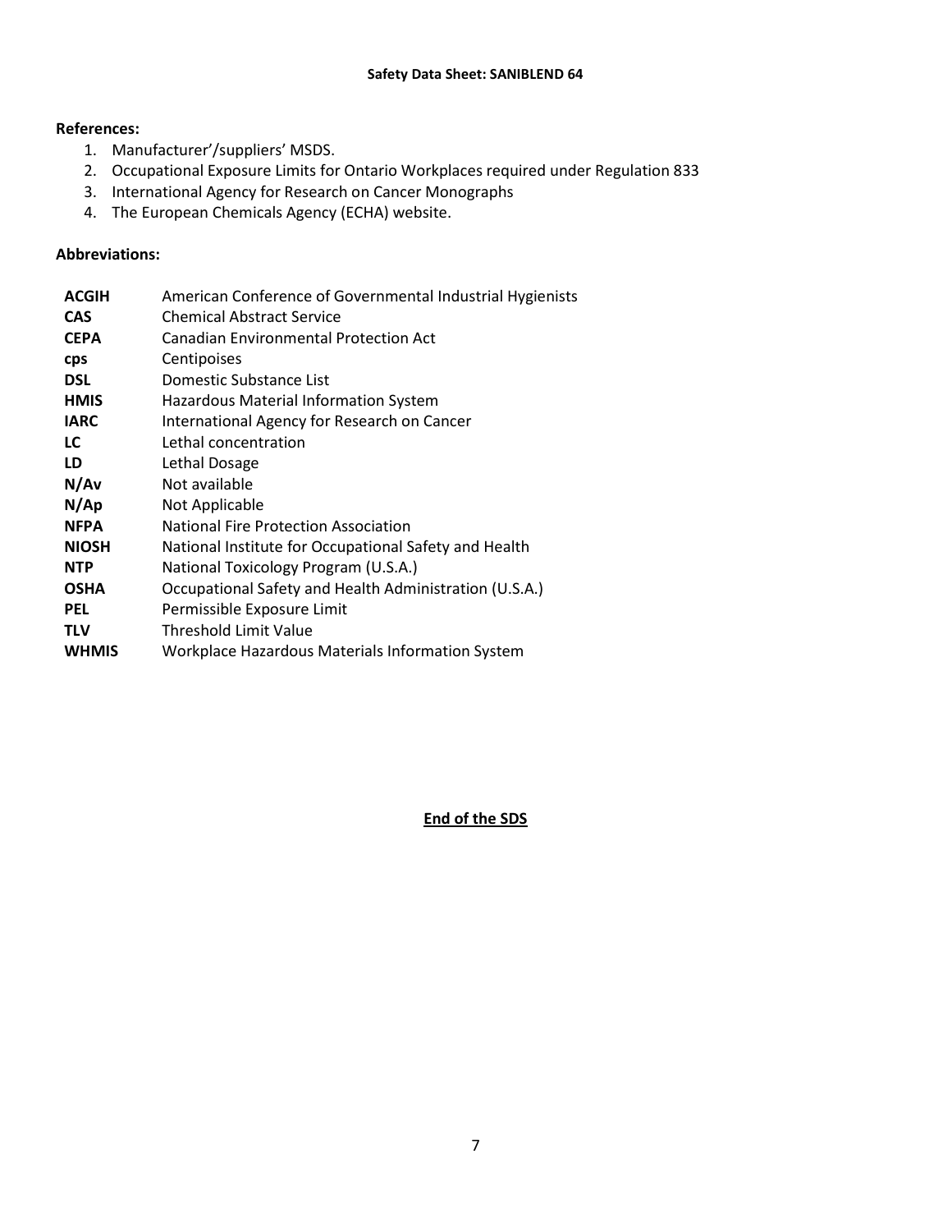**References:**

1. Manufacturer'/suppliers' MSDS.
2. Occupational Exposure Limits for Ontario Workplaces required under Regulation 833
3. International Agency for Research on Cancer Monographs
4. The European Chemicals Agency (ECHA) website.

**Abbreviations:**

| | |
|---|---|
| **ACGIH** | American Conference of Governmental Industrial Hygienists |
| **CAS** | Chemical Abstract Service |
| **CEPA** | Canadian Environmental Protection Act |
| **cps** | Centipoises |
| **DSL** | Domestic Substance List |
| **HMIS** | Hazardous Material Information System |
| **IARC** | International Agency for Research on Cancer |
| **LC** | Lethal concentration |
| **LD** | Lethal Dosage |
| **N/Av** | Not available |
| **N/Ap** | Not Applicable |
| **NFPA** | National Fire Protection Association |
| **NIOSH** | National Institute for Occupational Safety and Health |
| **NTP** | National Toxicology Program (U.S.A.) |
| **OSHA** | Occupational Safety and Health Administration (U.S.A.) |
| **PEL** | Permissible Exposure Limit |
| **TLV** | Threshold Limit Value |
| **WHMIS** | Workplace Hazardous Materials Information System |

**End of the SDS**